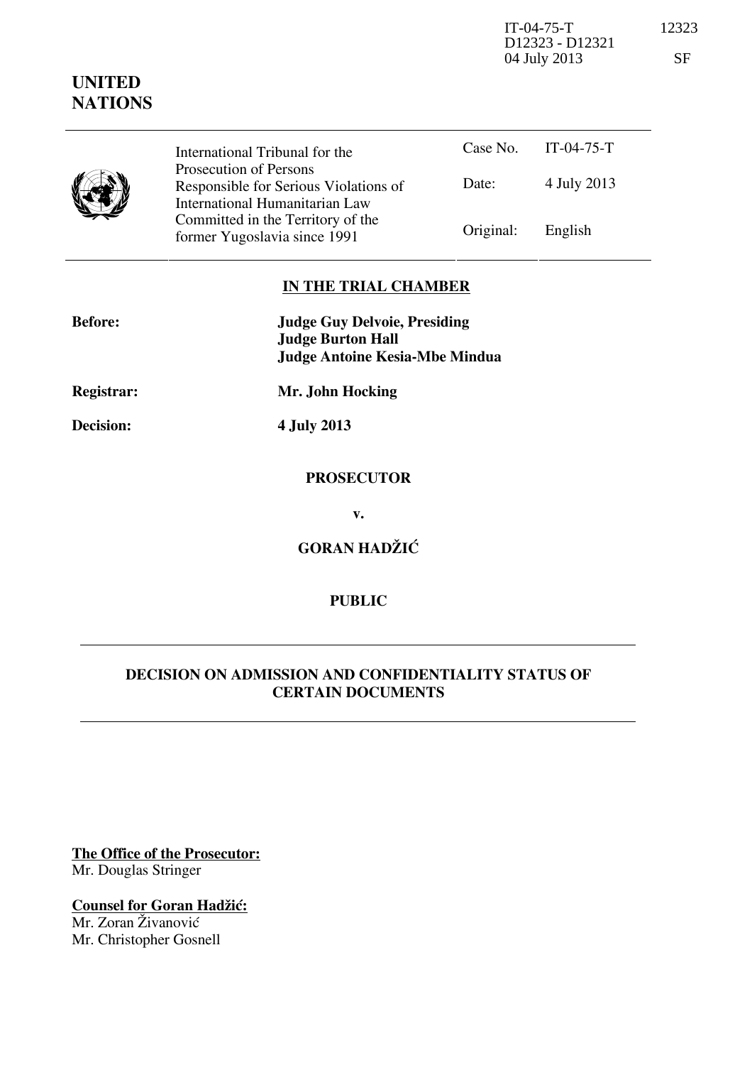UNITED NATIONS

International Tribunal for the Prosecution of Persons Responsible for Serious Violations of International Humanitarian Law Committed in the Territory of the former Yugoslavia since 1991

| | |
|---|---|
| Case No. | IT-04-75-T |
| Date: | 4 July 2013 |
| Original: | English |

**IN THE TRIAL CHAMBER**

**Before:** **Judge Guy Delvoie, Presiding**
**Judge Burton Hall**
**Judge Antoine Kesia-Mbe Mindua**

**Registrar:** **Mr. John Hocking**

**Decision:** **4 July 2013**

**PROSECUTOR**

**v.**

**GORAN HADŽIĆ**

**PUBLIC**

**DECISION ON ADMISSION AND CONFIDENTIALITY STATUS OF CERTAIN DOCUMENTS**

**The Office of the Prosecutor:**
Mr. Douglas Stringer

**Counsel for Goran Hadžić:**
Mr. Zoran Živanović
Mr. Christopher Gosnell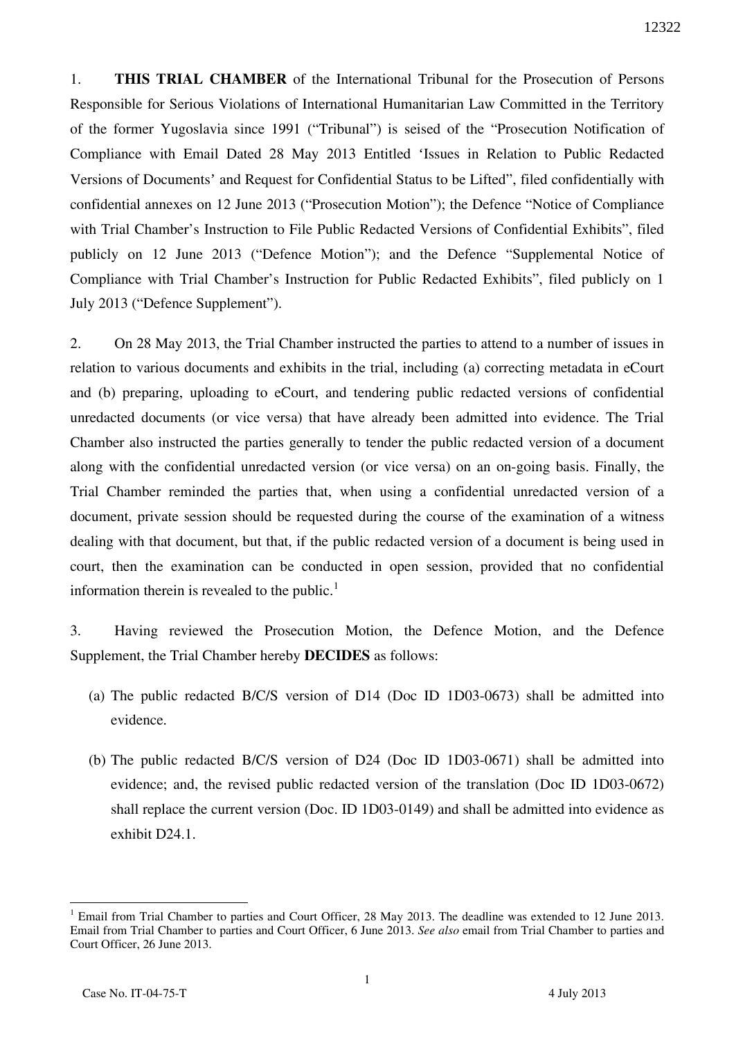1. **THIS TRIAL CHAMBER** of the International Tribunal for the Prosecution of Persons Responsible for Serious Violations of International Humanitarian Law Committed in the Territory of the former Yugoslavia since 1991 ("Tribunal") is seised of the "Prosecution Notification of Compliance with Email Dated 28 May 2013 Entitled 'Issues in Relation to Public Redacted Versions of Documents' and Request for Confidential Status to be Lifted", filed confidentially with confidential annexes on 12 June 2013 ("Prosecution Motion"); the Defence "Notice of Compliance with Trial Chamber's Instruction to File Public Redacted Versions of Confidential Exhibits", filed publicly on 12 June 2013 ("Defence Motion"); and the Defence "Supplemental Notice of Compliance with Trial Chamber's Instruction for Public Redacted Exhibits", filed publicly on 1 July 2013 ("Defence Supplement").

2. On 28 May 2013, the Trial Chamber instructed the parties to attend to a number of issues in relation to various documents and exhibits in the trial, including (a) correcting metadata in eCourt and (b) preparing, uploading to eCourt, and tendering public redacted versions of confidential unredacted documents (or vice versa) that have already been admitted into evidence. The Trial Chamber also instructed the parties generally to tender the public redacted version of a document along with the confidential unredacted version (or vice versa) on an on-going basis. Finally, the Trial Chamber reminded the parties that, when using a confidential unredacted version of a document, private session should be requested during the course of the examination of a witness dealing with that document, but that, if the public redacted version of a document is being used in court, then the examination can be conducted in open session, provided that no confidential information therein is revealed to the public.[1]

3. Having reviewed the Prosecution Motion, the Defence Motion, and the Defence Supplement, the Trial Chamber hereby **DECIDES** as follows:

(a) The public redacted B/C/S version of D14 (Doc ID 1D03-0673) shall be admitted into evidence.

(b) The public redacted B/C/S version of D24 (Doc ID 1D03-0671) shall be admitted into evidence; and, the revised public redacted version of the translation (Doc ID 1D03-0672) shall replace the current version (Doc. ID 1D03-0149) and shall be admitted into evidence as exhibit D24.1.

[1] Email from Trial Chamber to parties and Court Officer, 28 May 2013. The deadline was extended to 12 June 2013. Email from Trial Chamber to parties and Court Officer, 6 June 2013. *See also* email from Trial Chamber to parties and Court Officer, 26 June 2013.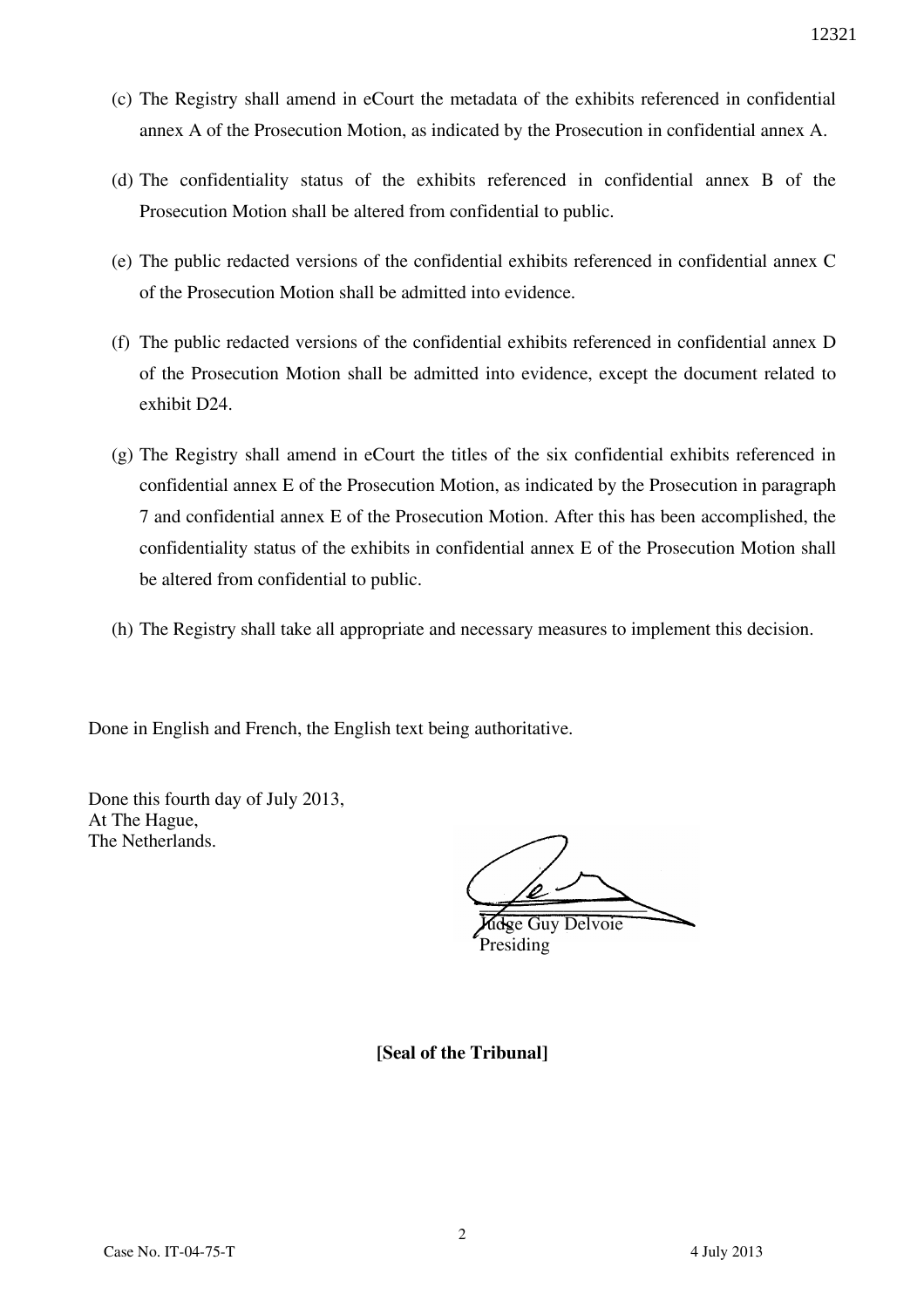(c) The Registry shall amend in eCourt the metadata of the exhibits referenced in confidential annex A of the Prosecution Motion, as indicated by the Prosecution in confidential annex A.

(d) The confidentiality status of the exhibits referenced in confidential annex B of the Prosecution Motion shall be altered from confidential to public.

(e) The public redacted versions of the confidential exhibits referenced in confidential annex C of the Prosecution Motion shall be admitted into evidence.

(f) The public redacted versions of the confidential exhibits referenced in confidential annex D of the Prosecution Motion shall be admitted into evidence, except the document related to exhibit D24.

(g) The Registry shall amend in eCourt the titles of the six confidential exhibits referenced in confidential annex E of the Prosecution Motion, as indicated by the Prosecution in paragraph 7 and confidential annex E of the Prosecution Motion. After this has been accomplished, the confidentiality status of the exhibits in confidential annex E of the Prosecution Motion shall be altered from confidential to public.

(h) The Registry shall take all appropriate and necessary measures to implement this decision.

Done in English and French, the English text being authoritative.

Done this fourth day of July 2013,
At The Hague,
The Netherlands.

Judge Guy Delvoie
Presiding

**[Seal of the Tribunal]**